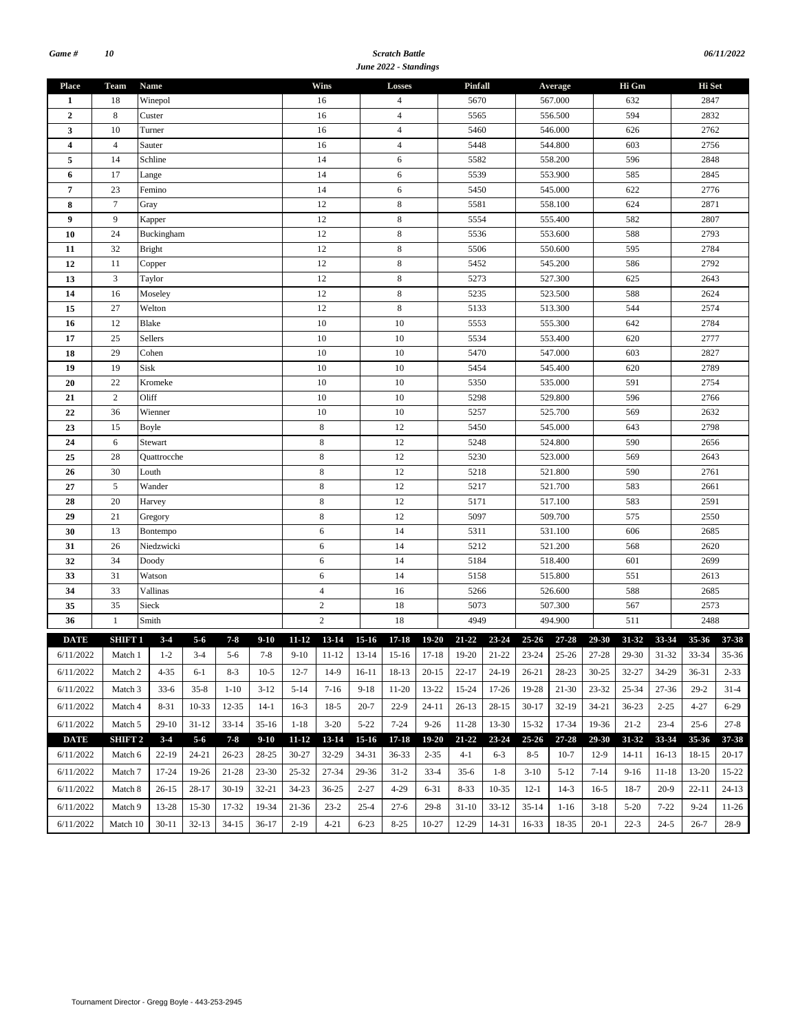*Game #* *10* **Scratch Battle** *06/11/2022*

***June 2022 - Standings***

| Place | Team | Name | Wins | Losses | Pinfall | Average | Hi Gm | Hi Set |
|---|---|---|---|---|---|---|---|---|
| **1** | 18 | Winepol | 16 | 4 | 5670 | 567.000 | 632 | 2847 |
| **2** | 8 | Custer | 16 | 4 | 5565 | 556.500 | 594 | 2832 |
| **3** | 10 | Turner | 16 | 4 | 5460 | 546.000 | 626 | 2762 |
| **4** | 4 | Sauter | 16 | 4 | 5448 | 544.800 | 603 | 2756 |
| **5** | 14 | Schline | 14 | 6 | 5582 | 558.200 | 596 | 2848 |
| **6** | 17 | Lange | 14 | 6 | 5539 | 553.900 | 585 | 2845 |
| **7** | 23 | Femino | 14 | 6 | 5450 | 545.000 | 622 | 2776 |
| **8** | 7 | Gray | 12 | 8 | 5581 | 558.100 | 624 | 2871 |
| **9** | 9 | Kapper | 12 | 8 | 5554 | 555.400 | 582 | 2807 |
| **10** | 24 | Buckingham | 12 | 8 | 5536 | 553.600 | 588 | 2793 |
| **11** | 32 | Bright | 12 | 8 | 5506 | 550.600 | 595 | 2784 |
| **12** | 11 | Copper | 12 | 8 | 5452 | 545.200 | 586 | 2792 |
| **13** | 3 | Taylor | 12 | 8 | 5273 | 527.300 | 625 | 2643 |
| **14** | 16 | Moseley | 12 | 8 | 5235 | 523.500 | 588 | 2624 |
| **15** | 27 | Welton | 12 | 8 | 5133 | 513.300 | 544 | 2574 |
| **16** | 12 | Blake | 10 | 10 | 5553 | 555.300 | 642 | 2784 |
| **17** | 25 | Sellers | 10 | 10 | 5534 | 553.400 | 620 | 2777 |
| **18** | 29 | Cohen | 10 | 10 | 5470 | 547.000 | 603 | 2827 |
| **19** | 19 | Sisk | 10 | 10 | 5454 | 545.400 | 620 | 2789 |
| **20** | 22 | Kromeke | 10 | 10 | 5350 | 535.000 | 591 | 2754 |
| **21** | 2 | Oliff | 10 | 10 | 5298 | 529.800 | 596 | 2766 |
| **22** | 36 | Wienner | 10 | 10 | 5257 | 525.700 | 569 | 2632 |
| **23** | 15 | Boyle | 8 | 12 | 5450 | 545.000 | 643 | 2798 |
| **24** | 6 | Stewart | 8 | 12 | 5248 | 524.800 | 590 | 2656 |
| **25** | 28 | Quattrocche | 8 | 12 | 5230 | 523.000 | 569 | 2643 |
| **26** | 30 | Louth | 8 | 12 | 5218 | 521.800 | 590 | 2761 |
| **27** | 5 | Wander | 8 | 12 | 5217 | 521.700 | 583 | 2661 |
| **28** | 20 | Harvey | 8 | 12 | 5171 | 517.100 | 583 | 2591 |
| **29** | 21 | Gregory | 8 | 12 | 5097 | 509.700 | 575 | 2550 |
| **30** | 13 | Bontempo | 6 | 14 | 5311 | 531.100 | 606 | 2685 |
| **31** | 26 | Niedzwicki | 6 | 14 | 5212 | 521.200 | 568 | 2620 |
| **32** | 34 | Doody | 6 | 14 | 5184 | 518.400 | 601 | 2699 |
| **33** | 31 | Watson | 6 | 14 | 5158 | 515.800 | 551 | 2613 |
| **34** | 33 | Vallinas | 4 | 16 | 5266 | 526.600 | 588 | 2685 |
| **35** | 35 | Sieck | 2 | 18 | 5073 | 507.300 | 567 | 2573 |
| **36** | 1 | Smith | 2 | 18 | 4949 | 494.900 | 511 | 2488 |

| DATE | SHIFT 1 | 3-4 | 5-6 | 7-8 | 9-10 | 11-12 | 13-14 | 15-16 | 17-18 | 19-20 | 21-22 | 23-24 | 25-26 | 27-28 | 29-30 | 31-32 | 33-34 | 35-36 | 37-38 |
|---|---|---|---|---|---|---|---|---|---|---|---|---|---|---|---|---|---|---|---|
| 6/11/2022 | Match 1 | 1-2 | 3-4 | 5-6 | 7-8 | 9-10 | 11-12 | 13-14 | 15-16 | 17-18 | 19-20 | 21-22 | 23-24 | 25-26 | 27-28 | 29-30 | 31-32 | 33-34 | 35-36 |
| 6/11/2022 | Match 2 | 4-35 | 6-1 | 8-3 | 10-5 | 12-7 | 14-9 | 16-11 | 18-13 | 20-15 | 22-17 | 24-19 | 26-21 | 28-23 | 30-25 | 32-27 | 34-29 | 36-31 | 2-33 |
| 6/11/2022 | Match 3 | 33-6 | 35-8 | 1-10 | 3-12 | 5-14 | 7-16 | 9-18 | 11-20 | 13-22 | 15-24 | 17-26 | 19-28 | 21-30 | 23-32 | 25-34 | 27-36 | 29-2 | 31-4 |
| 6/11/2022 | Match 4 | 8-31 | 10-33 | 12-35 | 14-1 | 16-3 | 18-5 | 20-7 | 22-9 | 24-11 | 26-13 | 28-15 | 30-17 | 32-19 | 34-21 | 36-23 | 2-25 | 4-27 | 6-29 |
| 6/11/2022 | Match 5 | 29-10 | 31-12 | 33-14 | 35-16 | 1-18 | 3-20 | 5-22 | 7-24 | 9-26 | 11-28 | 13-30 | 15-32 | 17-34 | 19-36 | 21-2 | 23-4 | 25-6 | 27-8 |
| **DATE** | **SHIFT 2** | **3-4** | **5-6** | **7-8** | **9-10** | **11-12** | **13-14** | **15-16** | **17-18** | **19-20** | **21-22** | **23-24** | **25-26** | **27-28** | **29-30** | **31-32** | **33-34** | **35-36** | **37-38** |
| 6/11/2022 | Match 6 | 22-19 | 24-21 | 26-23 | 28-25 | 30-27 | 32-29 | 34-31 | 36-33 | 2-35 | 4-1 | 6-3 | 8-5 | 10-7 | 12-9 | 14-11 | 16-13 | 18-15 | 20-17 |
| 6/11/2022 | Match 7 | 17-24 | 19-26 | 21-28 | 23-30 | 25-32 | 27-34 | 29-36 | 31-2 | 33-4 | 35-6 | 1-8 | 3-10 | 5-12 | 7-14 | 9-16 | 11-18 | 13-20 | 15-22 |
| 6/11/2022 | Match 8 | 26-15 | 28-17 | 30-19 | 32-21 | 34-23 | 36-25 | 2-27 | 4-29 | 6-31 | 8-33 | 10-35 | 12-1 | 14-3 | 16-5 | 18-7 | 20-9 | 22-11 | 24-13 |
| 6/11/2022 | Match 9 | 13-28 | 15-30 | 17-32 | 19-34 | 21-36 | 23-2 | 25-4 | 27-6 | 29-8 | 31-10 | 33-12 | 35-14 | 1-16 | 3-18 | 5-20 | 7-22 | 9-24 | 11-26 |
| 6/11/2022 | Match 10 | 30-11 | 32-13 | 34-15 | 36-17 | 2-19 | 4-21 | 6-23 | 8-25 | 10-27 | 12-29 | 14-31 | 16-33 | 18-35 | 20-1 | 22-3 | 24-5 | 26-7 | 28-9 |

Tournament Director - Gregg Boyle - 443-253-2945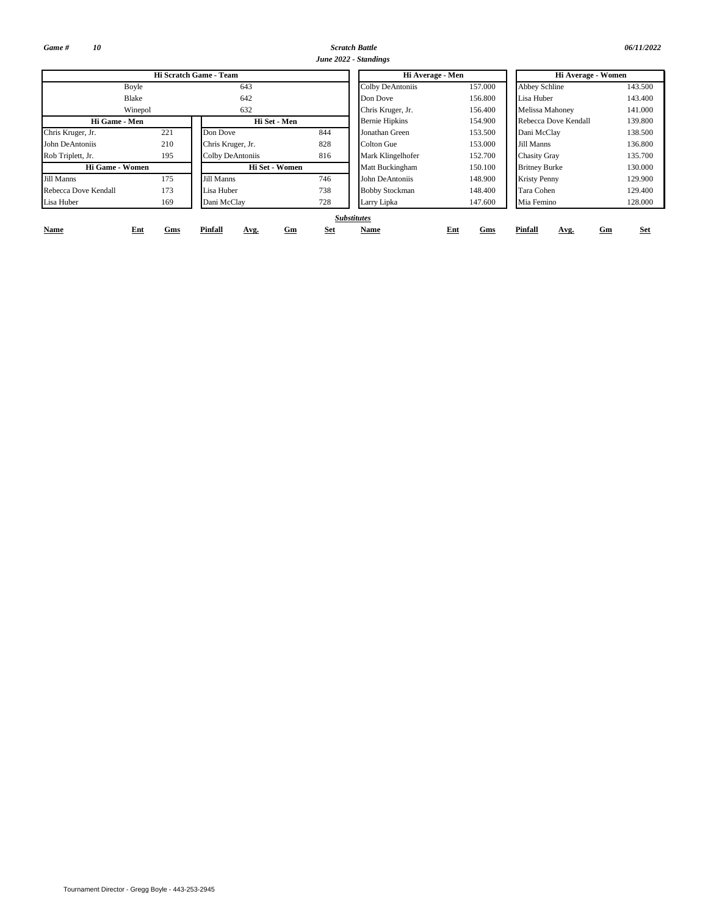*Game #* *10*

***Scratch Battle***

***June 2022 - Standings***

*06/11/2022*

| Hi Scratch Game - Team | |
|---|---|
| Boyle | 643 |
| Blake | 642 |
| Winepol | 632 |

| Hi Game - Men | |
|---|---|
| Chris Kruger, Jr. | 221 |
| John DeAntoniis | 210 |
| Rob Triplett, Jr. | 195 |

| Hi Set - Men | |
|---|---|
| Don Dove | 844 |
| Chris Kruger, Jr. | 828 |
| Colby DeAntoniis | 816 |

| Hi Game - Women | |
|---|---|
| Jill Manns | 175 |
| Rebecca Dove Kendall | 173 |
| Lisa Huber | 169 |

| Hi Set - Women | |
|---|---|
| Jill Manns | 746 |
| Lisa Huber | 738 |
| Dani McClay | 728 |

| Hi Average - Men | |
|---|---|
| Colby DeAntoniis | 157.000 |
| Don Dove | 156.800 |
| Chris Kruger, Jr. | 156.400 |
| Bernie Hipkins | 154.900 |
| Jonathan Green | 153.500 |
| Colton Gue | 153.000 |
| Mark Klingelhofer | 152.700 |
| Matt Buckingham | 150.100 |
| John DeAntoniis | 148.900 |
| Bobby Stockman | 148.400 |
| Larry Lipka | 147.600 |

| Hi Average - Women | |
|---|---|
| Abbey Schline | 143.500 |
| Lisa Huber | 143.400 |
| Melissa Mahoney | 141.000 |
| Rebecca Dove Kendall | 139.800 |
| Dani McClay | 138.500 |
| Jill Manns | 136.800 |
| Chasity Gray | 135.700 |
| Britney Burke | 130.000 |
| Kristy Penny | 129.900 |
| Tara Cohen | 129.400 |
| Mia Femino | 128.000 |

***Substitutes***

| Name | Ent | Gms | Pinfall | Avg. | Gm | Set | Name | Ent | Gms | Pinfall | Avg. | Gm | Set |
|---|---|---|---|---|---|---|---|---|---|---|---|---|---|

Tournament Director - Gregg Boyle - 443-253-2945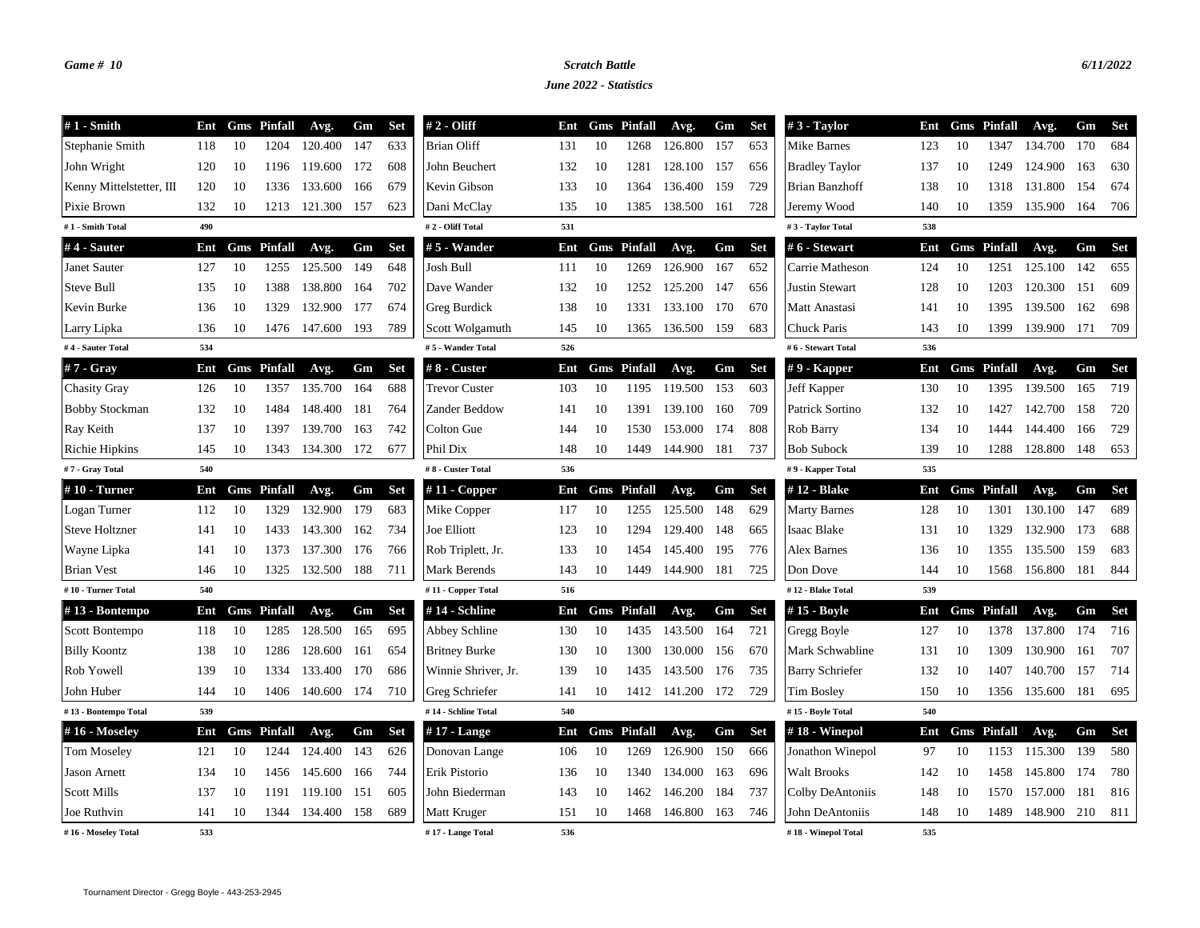**Game # 10** | ***Scratch Battle*** | ***6/11/2022***

***June 2022 - Statistics***

| # 1 - Smith | Ent | Gms | Pinfall | Avg. | Gm | Set |
|---|---|---|---|---|---|---|
| Stephanie Smith | 118 | 10 | 1204 | 120.400 | 147 | 633 |
| John Wright | 120 | 10 | 1196 | 119.600 | 172 | 608 |
| Kenny Mittelstetter, III | 120 | 10 | 1336 | 133.600 | 166 | 679 |
| Pixie Brown | 132 | 10 | 1213 | 121.300 | 157 | 623 |
| # 1 - Smith Total | 490 | | | | | |

| # 2 - Oliff | Ent | Gms | Pinfall | Avg. | Gm | Set |
|---|---|---|---|---|---|---|
| Brian Oliff | 131 | 10 | 1268 | 126.800 | 157 | 653 |
| John Beuchert | 132 | 10 | 1281 | 128.100 | 157 | 656 |
| Kevin Gibson | 133 | 10 | 1364 | 136.400 | 159 | 729 |
| Dani McClay | 135 | 10 | 1385 | 138.500 | 161 | 728 |
| # 2 - Oliff Total | 531 | | | | | |

| # 3 - Taylor | Ent | Gms | Pinfall | Avg. | Gm | Set |
|---|---|---|---|---|---|---|
| Mike Barnes | 123 | 10 | 1347 | 134.700 | 170 | 684 |
| Bradley Taylor | 137 | 10 | 1249 | 124.900 | 163 | 630 |
| Brian Banzhoff | 138 | 10 | 1318 | 131.800 | 154 | 674 |
| Jeremy Wood | 140 | 10 | 1359 | 135.900 | 164 | 706 |
| # 3 - Taylor Total | 538 | | | | | |

| # 4 - Sauter | Ent | Gms | Pinfall | Avg. | Gm | Set |
|---|---|---|---|---|---|---|
| Janet Sauter | 127 | 10 | 1255 | 125.500 | 149 | 648 |
| Steve Bull | 135 | 10 | 1388 | 138.800 | 164 | 702 |
| Kevin Burke | 136 | 10 | 1329 | 132.900 | 177 | 674 |
| Larry Lipka | 136 | 10 | 1476 | 147.600 | 193 | 789 |
| # 4 - Sauter Total | 534 | | | | | |

| # 5 - Wander | Ent | Gms | Pinfall | Avg. | Gm | Set |
|---|---|---|---|---|---|---|
| Josh Bull | 111 | 10 | 1269 | 126.900 | 167 | 652 |
| Dave Wander | 132 | 10 | 1252 | 125.200 | 147 | 656 |
| Greg Burdick | 138 | 10 | 1331 | 133.100 | 170 | 670 |
| Scott Wolgamuth | 145 | 10 | 1365 | 136.500 | 159 | 683 |
| # 5 - Wander Total | 526 | | | | | |

| # 6 - Stewart | Ent | Gms | Pinfall | Avg. | Gm | Set |
|---|---|---|---|---|---|---|
| Carrie Matheson | 124 | 10 | 1251 | 125.100 | 142 | 655 |
| Justin Stewart | 128 | 10 | 1203 | 120.300 | 151 | 609 |
| Matt Anastasi | 141 | 10 | 1395 | 139.500 | 162 | 698 |
| Chuck Paris | 143 | 10 | 1399 | 139.900 | 171 | 709 |
| # 6 - Stewart Total | 536 | | | | | |

| # 7 - Gray | Ent | Gms | Pinfall | Avg. | Gm | Set |
|---|---|---|---|---|---|---|
| Chasity Gray | 126 | 10 | 1357 | 135.700 | 164 | 688 |
| Bobby Stockman | 132 | 10 | 1484 | 148.400 | 181 | 764 |
| Ray Keith | 137 | 10 | 1397 | 139.700 | 163 | 742 |
| Richie Hipkins | 145 | 10 | 1343 | 134.300 | 172 | 677 |
| # 7 - Gray Total | 540 | | | | | |

| # 8 - Custer | Ent | Gms | Pinfall | Avg. | Gm | Set |
|---|---|---|---|---|---|---|
| Trevor Custer | 103 | 10 | 1195 | 119.500 | 153 | 603 |
| Zander Beddow | 141 | 10 | 1391 | 139.100 | 160 | 709 |
| Colton Gue | 144 | 10 | 1530 | 153.000 | 174 | 808 |
| Phil Dix | 148 | 10 | 1449 | 144.900 | 181 | 737 |
| # 8 - Custer Total | 536 | | | | | |

| # 9 - Kapper | Ent | Gms | Pinfall | Avg. | Gm | Set |
|---|---|---|---|---|---|---|
| Jeff Kapper | 130 | 10 | 1395 | 139.500 | 165 | 719 |
| Patrick Sortino | 132 | 10 | 1427 | 142.700 | 158 | 720 |
| Rob Barry | 134 | 10 | 1444 | 144.400 | 166 | 729 |
| Bob Subock | 139 | 10 | 1288 | 128.800 | 148 | 653 |
| # 9 - Kapper Total | 535 | | | | | |

| # 10 - Turner | Ent | Gms | Pinfall | Avg. | Gm | Set |
|---|---|---|---|---|---|---|
| Logan Turner | 112 | 10 | 1329 | 132.900 | 179 | 683 |
| Steve Holtzner | 141 | 10 | 1433 | 143.300 | 162 | 734 |
| Wayne Lipka | 141 | 10 | 1373 | 137.300 | 176 | 766 |
| Brian Vest | 146 | 10 | 1325 | 132.500 | 188 | 711 |
| # 10 - Turner Total | 540 | | | | | |

| # 11 - Copper | Ent | Gms | Pinfall | Avg. | Gm | Set |
|---|---|---|---|---|---|---|
| Mike Copper | 117 | 10 | 1255 | 125.500 | 148 | 629 |
| Joe Elliott | 123 | 10 | 1294 | 129.400 | 148 | 665 |
| Rob Triplett, Jr. | 133 | 10 | 1454 | 145.400 | 195 | 776 |
| Mark Berends | 143 | 10 | 1449 | 144.900 | 181 | 725 |
| # 11 - Copper Total | 516 | | | | | |

| # 12 - Blake | Ent | Gms | Pinfall | Avg. | Gm | Set |
|---|---|---|---|---|---|---|
| Marty Barnes | 128 | 10 | 1301 | 130.100 | 147 | 689 |
| Isaac Blake | 131 | 10 | 1329 | 132.900 | 173 | 688 |
| Alex Barnes | 136 | 10 | 1355 | 135.500 | 159 | 683 |
| Don Dove | 144 | 10 | 1568 | 156.800 | 181 | 844 |
| # 12 - Blake Total | 539 | | | | | |

| # 13 - Bontempo | Ent | Gms | Pinfall | Avg. | Gm | Set |
|---|---|---|---|---|---|---|
| Scott Bontempo | 118 | 10 | 1285 | 128.500 | 165 | 695 |
| Billy Koontz | 138 | 10 | 1286 | 128.600 | 161 | 654 |
| Rob Yowell | 139 | 10 | 1334 | 133.400 | 170 | 686 |
| John Huber | 144 | 10 | 1406 | 140.600 | 174 | 710 |
| # 13 - Bontempo Total | 539 | | | | | |

| # 14 - Schline | Ent | Gms | Pinfall | Avg. | Gm | Set |
|---|---|---|---|---|---|---|
| Abbey Schline | 130 | 10 | 1435 | 143.500 | 164 | 721 |
| Britney Burke | 130 | 10 | 1300 | 130.000 | 156 | 670 |
| Winnie Shriver, Jr. | 139 | 10 | 1435 | 143.500 | 176 | 735 |
| Greg Schriefer | 141 | 10 | 1412 | 141.200 | 172 | 729 |
| # 14 - Schline Total | 540 | | | | | |

| # 15 - Boyle | Ent | Gms | Pinfall | Avg. | Gm | Set |
|---|---|---|---|---|---|---|
| Gregg Boyle | 127 | 10 | 1378 | 137.800 | 174 | 716 |
| Mark Schwabline | 131 | 10 | 1309 | 130.900 | 161 | 707 |
| Barry Schriefer | 132 | 10 | 1407 | 140.700 | 157 | 714 |
| Tim Bosley | 150 | 10 | 1356 | 135.600 | 181 | 695 |
| # 15 - Boyle Total | 540 | | | | | |

| # 16 - Moseley | Ent | Gms | Pinfall | Avg. | Gm | Set |
|---|---|---|---|---|---|---|
| Tom Moseley | 121 | 10 | 1244 | 124.400 | 143 | 626 |
| Jason Arnett | 134 | 10 | 1456 | 145.600 | 166 | 744 |
| Scott Mills | 137 | 10 | 1191 | 119.100 | 151 | 605 |
| Joe Ruthvin | 141 | 10 | 1344 | 134.400 | 158 | 689 |
| # 16 - Moseley Total | 533 | | | | | |

| # 17 - Lange | Ent | Gms | Pinfall | Avg. | Gm | Set |
|---|---|---|---|---|---|---|
| Donovan Lange | 106 | 10 | 1269 | 126.900 | 150 | 666 |
| Erik Pistorio | 136 | 10 | 1340 | 134.000 | 163 | 696 |
| John Biederman | 143 | 10 | 1462 | 146.200 | 184 | 737 |
| Matt Kruger | 151 | 10 | 1468 | 146.800 | 163 | 746 |
| # 17 - Lange Total | 536 | | | | | |

| # 18 - Winepol | Ent | Gms | Pinfall | Avg. | Gm | Set |
|---|---|---|---|---|---|---|
| Jonathon Winepol | 97 | 10 | 1153 | 115.300 | 139 | 580 |
| Walt Brooks | 142 | 10 | 1458 | 145.800 | 174 | 780 |
| Colby DeAntoniis | 148 | 10 | 1570 | 157.000 | 181 | 816 |
| John DeAntoniis | 148 | 10 | 1489 | 148.900 | 210 | 811 |
| # 18 - Winepol Total | 535 | | | | | |

Tournament Director - Gregg Boyle - 443-253-2945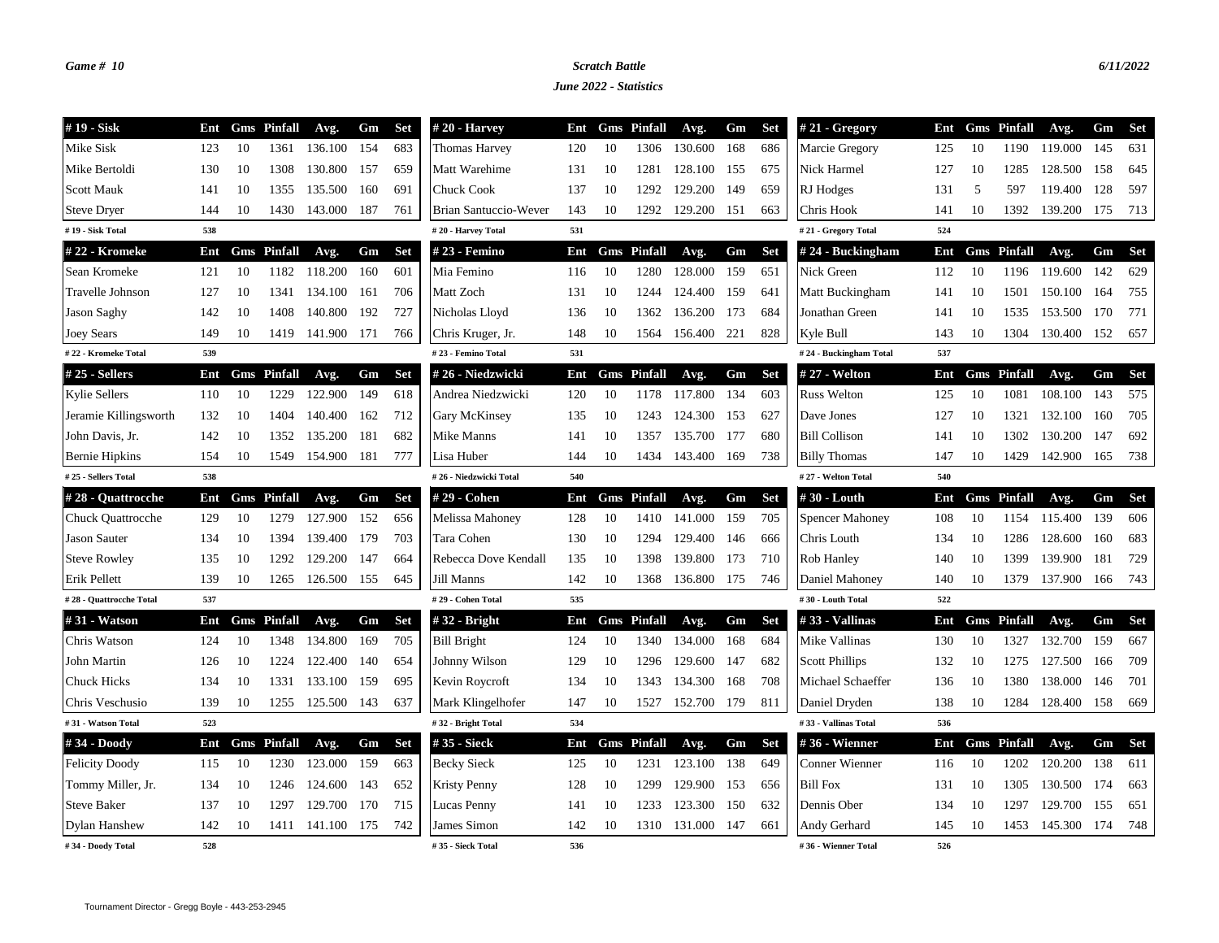**Game # 10**

## Scratch Battle

### June 2022 - Statistics

**6/11/2022**

| # 19 - Sisk | Ent | Gms | Pinfall | Avg. | Gm | Set |
|---|---|---|---|---|---|---|
| Mike Sisk | 123 | 10 | 1361 | 136.100 | 154 | 683 |
| Mike Bertoldi | 130 | 10 | 1308 | 130.800 | 157 | 659 |
| Scott Mauk | 141 | 10 | 1355 | 135.500 | 160 | 691 |
| Steve Dryer | 144 | 10 | 1430 | 143.000 | 187 | 761 |
| # 19 - Sisk Total | 538 | | | | | |

| # 20 - Harvey | Ent | Gms | Pinfall | Avg. | Gm | Set |
|---|---|---|---|---|---|---|
| Thomas Harvey | 120 | 10 | 1306 | 130.600 | 168 | 686 |
| Matt Warehime | 131 | 10 | 1281 | 128.100 | 155 | 675 |
| Chuck Cook | 137 | 10 | 1292 | 129.200 | 149 | 659 |
| Brian Santuccio-Wever | 143 | 10 | 1292 | 129.200 | 151 | 663 |
| # 20 - Harvey Total | 531 | | | | | |

| # 21 - Gregory | Ent | Gms | Pinfall | Avg. | Gm | Set |
|---|---|---|---|---|---|---|
| Marcie Gregory | 125 | 10 | 1190 | 119.000 | 145 | 631 |
| Nick Harmel | 127 | 10 | 1285 | 128.500 | 158 | 645 |
| RJ Hodges | 131 | 5 | 597 | 119.400 | 128 | 597 |
| Chris Hook | 141 | 10 | 1392 | 139.200 | 175 | 713 |
| # 21 - Gregory Total | 524 | | | | | |

| # 22 - Kromeke | Ent | Gms | Pinfall | Avg. | Gm | Set |
|---|---|---|---|---|---|---|
| Sean Kromeke | 121 | 10 | 1182 | 118.200 | 160 | 601 |
| Travelle Johnson | 127 | 10 | 1341 | 134.100 | 161 | 706 |
| Jason Saghy | 142 | 10 | 1408 | 140.800 | 192 | 727 |
| Joey Sears | 149 | 10 | 1419 | 141.900 | 171 | 766 |
| # 22 - Kromeke Total | 539 | | | | | |

| # 23 - Femino | Ent | Gms | Pinfall | Avg. | Gm | Set |
|---|---|---|---|---|---|---|
| Mia Femino | 116 | 10 | 1280 | 128.000 | 159 | 651 |
| Matt Zoch | 131 | 10 | 1244 | 124.400 | 159 | 641 |
| Nicholas Lloyd | 136 | 10 | 1362 | 136.200 | 173 | 684 |
| Chris Kruger, Jr. | 148 | 10 | 1564 | 156.400 | 221 | 828 |
| # 23 - Femino Total | 531 | | | | | |

| # 24 - Buckingham | Ent | Gms | Pinfall | Avg. | Gm | Set |
|---|---|---|---|---|---|---|
| Nick Green | 112 | 10 | 1196 | 119.600 | 142 | 629 |
| Matt Buckingham | 141 | 10 | 1501 | 150.100 | 164 | 755 |
| Jonathan Green | 141 | 10 | 1535 | 153.500 | 170 | 771 |
| Kyle Bull | 143 | 10 | 1304 | 130.400 | 152 | 657 |
| # 24 - Buckingham Total | 537 | | | | | |

| # 25 - Sellers | Ent | Gms | Pinfall | Avg. | Gm | Set |
|---|---|---|---|---|---|---|
| Kylie Sellers | 110 | 10 | 1229 | 122.900 | 149 | 618 |
| Jeramie Killingsworth | 132 | 10 | 1404 | 140.400 | 162 | 712 |
| John Davis, Jr. | 142 | 10 | 1352 | 135.200 | 181 | 682 |
| Bernie Hipkins | 154 | 10 | 1549 | 154.900 | 181 | 777 |
| # 25 - Sellers Total | 538 | | | | | |

| # 26 - Niedzwicki | Ent | Gms | Pinfall | Avg. | Gm | Set |
|---|---|---|---|---|---|---|
| Andrea Niedzwicki | 120 | 10 | 1178 | 117.800 | 134 | 603 |
| Gary McKinsey | 135 | 10 | 1243 | 124.300 | 153 | 627 |
| Mike Manns | 141 | 10 | 1357 | 135.700 | 177 | 680 |
| Lisa Huber | 144 | 10 | 1434 | 143.400 | 169 | 738 |
| # 26 - Niedzwicki Total | 540 | | | | | |

| # 27 - Welton | Ent | Gms | Pinfall | Avg. | Gm | Set |
|---|---|---|---|---|---|---|
| Russ Welton | 125 | 10 | 1081 | 108.100 | 143 | 575 |
| Dave Jones | 127 | 10 | 1321 | 132.100 | 160 | 705 |
| Bill Collison | 141 | 10 | 1302 | 130.200 | 147 | 692 |
| Billy Thomas | 147 | 10 | 1429 | 142.900 | 165 | 738 |
| # 27 - Welton Total | 540 | | | | | |

| # 28 - Quattrocche | Ent | Gms | Pinfall | Avg. | Gm | Set |
|---|---|---|---|---|---|---|
| Chuck Quattrocche | 129 | 10 | 1279 | 127.900 | 152 | 656 |
| Jason Sauter | 134 | 10 | 1394 | 139.400 | 179 | 703 |
| Steve Rowley | 135 | 10 | 1292 | 129.200 | 147 | 664 |
| Erik Pellett | 139 | 10 | 1265 | 126.500 | 155 | 645 |
| # 28 - Quattrocche Total | 537 | | | | | |

| # 29 - Cohen | Ent | Gms | Pinfall | Avg. | Gm | Set |
|---|---|---|---|---|---|---|
| Melissa Mahoney | 128 | 10 | 1410 | 141.000 | 159 | 705 |
| Tara Cohen | 130 | 10 | 1294 | 129.400 | 146 | 666 |
| Rebecca Dove Kendall | 135 | 10 | 1398 | 139.800 | 173 | 710 |
| Jill Manns | 142 | 10 | 1368 | 136.800 | 175 | 746 |
| # 29 - Cohen Total | 535 | | | | | |

| # 30 - Louth | Ent | Gms | Pinfall | Avg. | Gm | Set |
|---|---|---|---|---|---|---|
| Spencer Mahoney | 108 | 10 | 1154 | 115.400 | 139 | 606 |
| Chris Louth | 134 | 10 | 1286 | 128.600 | 160 | 683 |
| Rob Hanley | 140 | 10 | 1399 | 139.900 | 181 | 729 |
| Daniel Mahoney | 140 | 10 | 1379 | 137.900 | 166 | 743 |
| # 30 - Louth Total | 522 | | | | | |

| # 31 - Watson | Ent | Gms | Pinfall | Avg. | Gm | Set |
|---|---|---|---|---|---|---|
| Chris Watson | 124 | 10 | 1348 | 134.800 | 169 | 705 |
| John Martin | 126 | 10 | 1224 | 122.400 | 140 | 654 |
| Chuck Hicks | 134 | 10 | 1331 | 133.100 | 159 | 695 |
| Chris Veschusio | 139 | 10 | 1255 | 125.500 | 143 | 637 |
| # 31 - Watson Total | 523 | | | | | |

| # 32 - Bright | Ent | Gms | Pinfall | Avg. | Gm | Set |
|---|---|---|---|---|---|---|
| Bill Bright | 124 | 10 | 1340 | 134.000 | 168 | 684 |
| Johnny Wilson | 129 | 10 | 1296 | 129.600 | 147 | 682 |
| Kevin Roycroft | 134 | 10 | 1343 | 134.300 | 168 | 708 |
| Mark Klingelhofer | 147 | 10 | 1527 | 152.700 | 179 | 811 |
| # 32 - Bright Total | 534 | | | | | |

| # 33 - Vallinas | Ent | Gms | Pinfall | Avg. | Gm | Set |
|---|---|---|---|---|---|---|
| Mike Vallinas | 130 | 10 | 1327 | 132.700 | 159 | 667 |
| Scott Phillips | 132 | 10 | 1275 | 127.500 | 166 | 709 |
| Michael Schaeffer | 136 | 10 | 1380 | 138.000 | 146 | 701 |
| Daniel Dryden | 138 | 10 | 1284 | 128.400 | 158 | 669 |
| # 33 - Vallinas Total | 536 | | | | | |

| # 34 - Doody | Ent | Gms | Pinfall | Avg. | Gm | Set |
|---|---|---|---|---|---|---|
| Felicity Doody | 115 | 10 | 1230 | 123.000 | 159 | 663 |
| Tommy Miller, Jr. | 134 | 10 | 1246 | 124.600 | 143 | 652 |
| Steve Baker | 137 | 10 | 1297 | 129.700 | 170 | 715 |
| Dylan Hanshew | 142 | 10 | 1411 | 141.100 | 175 | 742 |
| # 34 - Doody Total | 528 | | | | | |

| # 35 - Sieck | Ent | Gms | Pinfall | Avg. | Gm | Set |
|---|---|---|---|---|---|---|
| Becky Sieck | 125 | 10 | 1231 | 123.100 | 138 | 649 |
| Kristy Penny | 128 | 10 | 1299 | 129.900 | 153 | 656 |
| Lucas Penny | 141 | 10 | 1233 | 123.300 | 150 | 632 |
| James Simon | 142 | 10 | 1310 | 131.000 | 147 | 661 |
| # 35 - Sieck Total | 536 | | | | | |

| # 36 - Wienner | Ent | Gms | Pinfall | Avg. | Gm | Set |
|---|---|---|---|---|---|---|
| Conner Wienner | 116 | 10 | 1202 | 120.200 | 138 | 611 |
| Bill Fox | 131 | 10 | 1305 | 130.500 | 174 | 663 |
| Dennis Ober | 134 | 10 | 1297 | 129.700 | 155 | 651 |
| Andy Gerhard | 145 | 10 | 1453 | 145.300 | 174 | 748 |
| # 36 - Wienner Total | 526 | | | | | |

Tournament Director - Gregg Boyle - 443-253-2945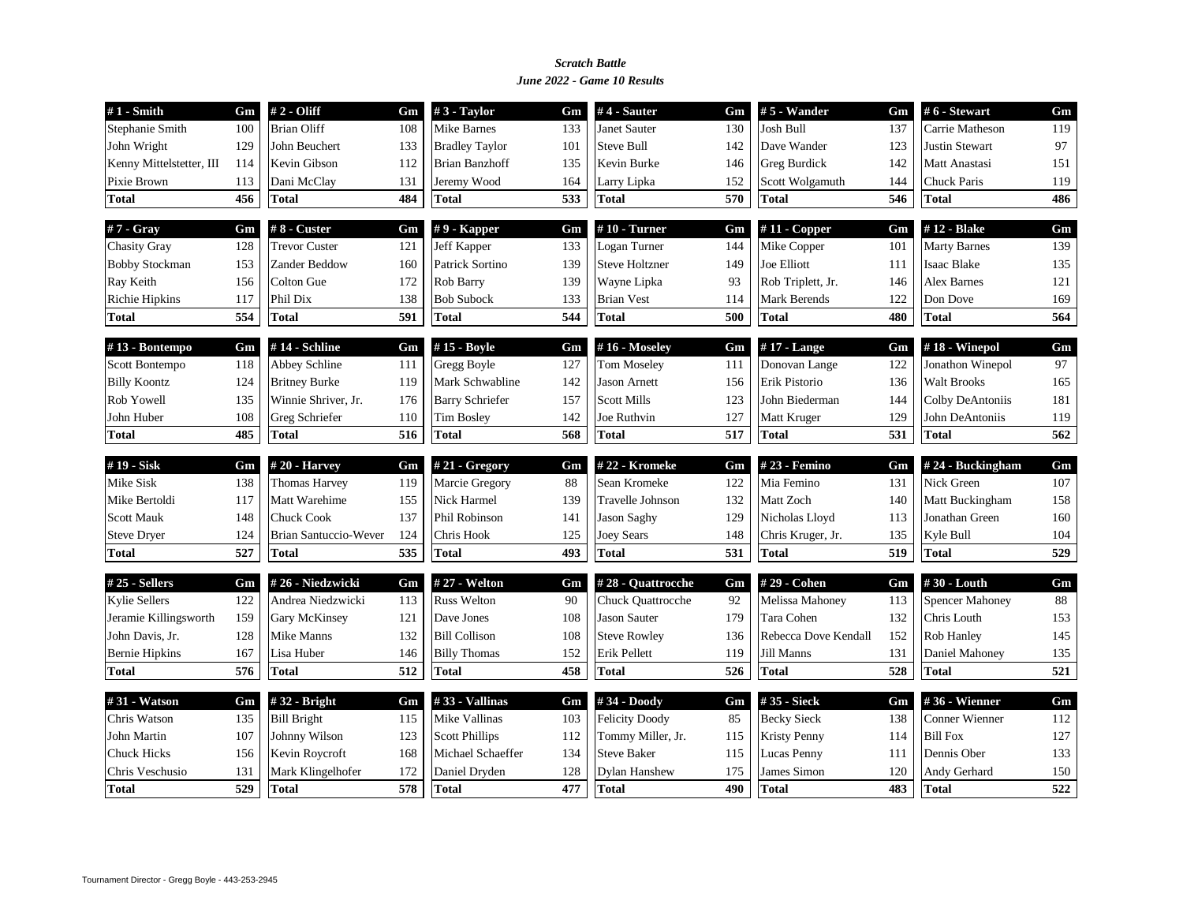*Scratch Battle*

*June 2022 - Game 10 Results*

| # 1 - Smith | Gm |
|---|---|
| Stephanie Smith | 100 |
| John Wright | 129 |
| Kenny Mittelstetter, III | 114 |
| Pixie Brown | 113 |
| **Total** | **456** |

| # 2 - Oliff | Gm |
|---|---|
| Brian Oliff | 108 |
| John Beuchert | 133 |
| Kevin Gibson | 112 |
| Dani McClay | 131 |
| **Total** | **484** |

| # 3 - Taylor | Gm |
|---|---|
| Mike Barnes | 133 |
| Bradley Taylor | 101 |
| Brian Banzhoff | 135 |
| Jeremy Wood | 164 |
| **Total** | **533** |

| # 4 - Sauter | Gm |
|---|---|
| Janet Sauter | 130 |
| Steve Bull | 142 |
| Kevin Burke | 146 |
| Larry Lipka | 152 |
| **Total** | **570** |

| # 5 - Wander | Gm |
|---|---|
| Josh Bull | 137 |
| Dave Wander | 123 |
| Greg Burdick | 142 |
| Scott Wolgamuth | 144 |
| **Total** | **546** |

| # 6 - Stewart | Gm |
|---|---|
| Carrie Matheson | 119 |
| Justin Stewart | 97 |
| Matt Anastasi | 151 |
| Chuck Paris | 119 |
| **Total** | **486** |

| # 7 - Gray | Gm |
|---|---|
| Chasity Gray | 128 |
| Bobby Stockman | 153 |
| Ray Keith | 156 |
| Richie Hipkins | 117 |
| **Total** | **554** |

| # 8 - Custer | Gm |
|---|---|
| Trevor Custer | 121 |
| Zander Beddow | 160 |
| Colton Gue | 172 |
| Phil Dix | 138 |
| **Total** | **591** |

| # 9 - Kapper | Gm |
|---|---|
| Jeff Kapper | 133 |
| Patrick Sortino | 139 |
| Rob Barry | 139 |
| Bob Subock | 133 |
| **Total** | **544** |

| # 10 - Turner | Gm |
|---|---|
| Logan Turner | 144 |
| Steve Holtzner | 149 |
| Wayne Lipka | 93 |
| Brian Vest | 114 |
| **Total** | **500** |

| # 11 - Copper | Gm |
|---|---|
| Mike Copper | 101 |
| Joe Elliott | 111 |
| Rob Triplett, Jr. | 146 |
| Mark Berends | 122 |
| **Total** | **480** |

| # 12 - Blake | Gm |
|---|---|
| Marty Barnes | 139 |
| Isaac Blake | 135 |
| Alex Barnes | 121 |
| Don Dove | 169 |
| **Total** | **564** |

| # 13 - Bontempo | Gm |
|---|---|
| Scott Bontempo | 118 |
| Billy Koontz | 124 |
| Rob Yowell | 135 |
| John Huber | 108 |
| **Total** | **485** |

| # 14 - Schline | Gm |
|---|---|
| Abbey Schline | 111 |
| Britney Burke | 119 |
| Winnie Shriver, Jr. | 176 |
| Greg Schriefer | 110 |
| **Total** | **516** |

| # 15 - Boyle | Gm |
|---|---|
| Gregg Boyle | 127 |
| Mark Schwabline | 142 |
| Barry Schriefer | 157 |
| Tim Bosley | 142 |
| **Total** | **568** |

| # 16 - Moseley | Gm |
|---|---|
| Tom Moseley | 111 |
| Jason Arnett | 156 |
| Scott Mills | 123 |
| Joe Ruthvin | 127 |
| **Total** | **517** |

| # 17 - Lange | Gm |
|---|---|
| Donovan Lange | 122 |
| Erik Pistorio | 136 |
| John Biederman | 144 |
| Matt Kruger | 129 |
| **Total** | **531** |

| # 18 - Winepol | Gm |
|---|---|
| Jonathon Winepol | 97 |
| Walt Brooks | 165 |
| Colby DeAntoniis | 181 |
| John DeAntoniis | 119 |
| **Total** | **562** |

| # 19 - Sisk | Gm |
|---|---|
| Mike Sisk | 138 |
| Mike Bertoldi | 117 |
| Scott Mauk | 148 |
| Steve Dryer | 124 |
| **Total** | **527** |

| # 20 - Harvey | Gm |
|---|---|
| Thomas Harvey | 119 |
| Matt Warehime | 155 |
| Chuck Cook | 137 |
| Brian Santuccio-Wever | 124 |
| **Total** | **535** |

| # 21 - Gregory | Gm |
|---|---|
| Marcie Gregory | 88 |
| Nick Harmel | 139 |
| Phil Robinson | 141 |
| Chris Hook | 125 |
| **Total** | **493** |

| # 22 - Kromeke | Gm |
|---|---|
| Sean Kromeke | 122 |
| Travelle Johnson | 132 |
| Jason Saghy | 129 |
| Joey Sears | 148 |
| **Total** | **531** |

| # 23 - Femino | Gm |
|---|---|
| Mia Femino | 131 |
| Matt Zoch | 140 |
| Nicholas Lloyd | 113 |
| Chris Kruger, Jr. | 135 |
| **Total** | **519** |

| # 24 - Buckingham | Gm |
|---|---|
| Nick Green | 107 |
| Matt Buckingham | 158 |
| Jonathan Green | 160 |
| Kyle Bull | 104 |
| **Total** | **529** |

| # 25 - Sellers | Gm |
|---|---|
| Kylie Sellers | 122 |
| Jeramie Killingsworth | 159 |
| John Davis, Jr. | 128 |
| Bernie Hipkins | 167 |
| **Total** | **576** |

| # 26 - Niedzwicki | Gm |
|---|---|
| Andrea Niedzwicki | 113 |
| Gary McKinsey | 121 |
| Mike Manns | 132 |
| Lisa Huber | 146 |
| **Total** | **512** |

| # 27 - Welton | Gm |
|---|---|
| Russ Welton | 90 |
| Dave Jones | 108 |
| Bill Collison | 108 |
| Billy Thomas | 152 |
| **Total** | **458** |

| # 28 - Quattrocche | Gm |
|---|---|
| Chuck Quattrocche | 92 |
| Jason Sauter | 179 |
| Steve Rowley | 136 |
| Erik Pellett | 119 |
| **Total** | **526** |

| # 29 - Cohen | Gm |
|---|---|
| Melissa Mahoney | 113 |
| Tara Cohen | 132 |
| Rebecca Dove Kendall | 152 |
| Jill Manns | 131 |
| **Total** | **528** |

| # 30 - Louth | Gm |
|---|---|
| Spencer Mahoney | 88 |
| Chris Louth | 153 |
| Rob Hanley | 145 |
| Daniel Mahoney | 135 |
| **Total** | **521** |

| # 31 - Watson | Gm |
|---|---|
| Chris Watson | 135 |
| John Martin | 107 |
| Chuck Hicks | 156 |
| Chris Veschusio | 131 |
| **Total** | **529** |

| # 32 - Bright | Gm |
|---|---|
| Bill Bright | 115 |
| Johnny Wilson | 123 |
| Kevin Roycroft | 168 |
| Mark Klingelhofer | 172 |
| **Total** | **578** |

| # 33 - Vallinas | Gm |
|---|---|
| Mike Vallinas | 103 |
| Scott Phillips | 112 |
| Michael Schaeffer | 134 |
| Daniel Dryden | 128 |
| **Total** | **477** |

| # 34 - Doody | Gm |
|---|---|
| Felicity Doody | 85 |
| Tommy Miller, Jr. | 115 |
| Steve Baker | 115 |
| Dylan Hanshew | 175 |
| **Total** | **490** |

| # 35 - Sieck | Gm |
|---|---|
| Becky Sieck | 138 |
| Kristy Penny | 114 |
| Lucas Penny | 111 |
| James Simon | 120 |
| **Total** | **483** |

| # 36 - Wienner | Gm |
|---|---|
| Conner Wienner | 112 |
| Bill Fox | 127 |
| Dennis Ober | 133 |
| Andy Gerhard | 150 |
| **Total** | **522** |

Tournament Director - Gregg Boyle - 443-253-2945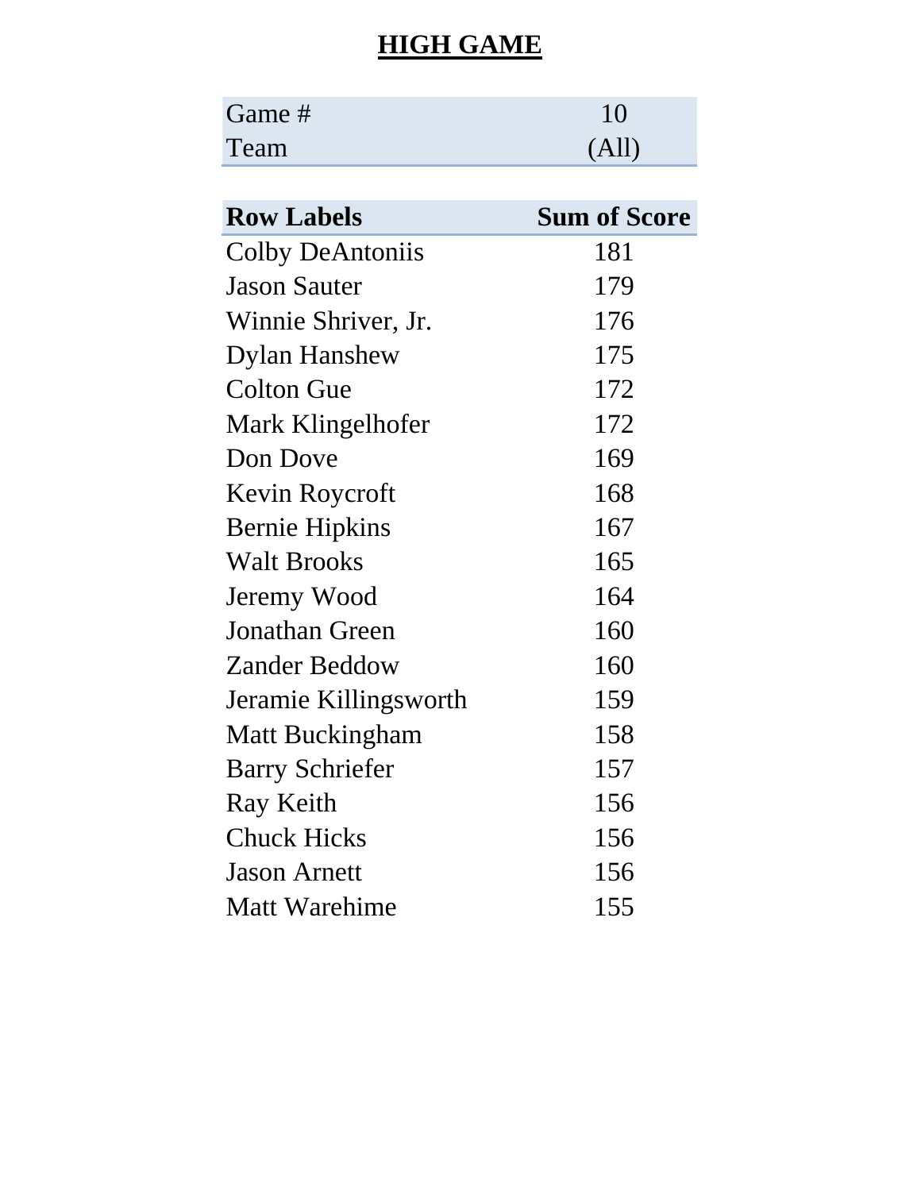# HIGH GAME

| | |
|---|---|
| Game # | 10 |
| Team | (All) |

| Row Labels | Sum of Score |
|---|---|
| Colby DeAntoniis | 181 |
| Jason Sauter | 179 |
| Winnie Shriver, Jr. | 176 |
| Dylan Hanshew | 175 |
| Colton Gue | 172 |
| Mark Klingelhofer | 172 |
| Don Dove | 169 |
| Kevin Roycroft | 168 |
| Bernie Hipkins | 167 |
| Walt Brooks | 165 |
| Jeremy Wood | 164 |
| Jonathan Green | 160 |
| Zander Beddow | 160 |
| Jeramie Killingsworth | 159 |
| Matt Buckingham | 158 |
| Barry Schriefer | 157 |
| Ray Keith | 156 |
| Chuck Hicks | 156 |
| Jason Arnett | 156 |
| Matt Warehime | 155 |